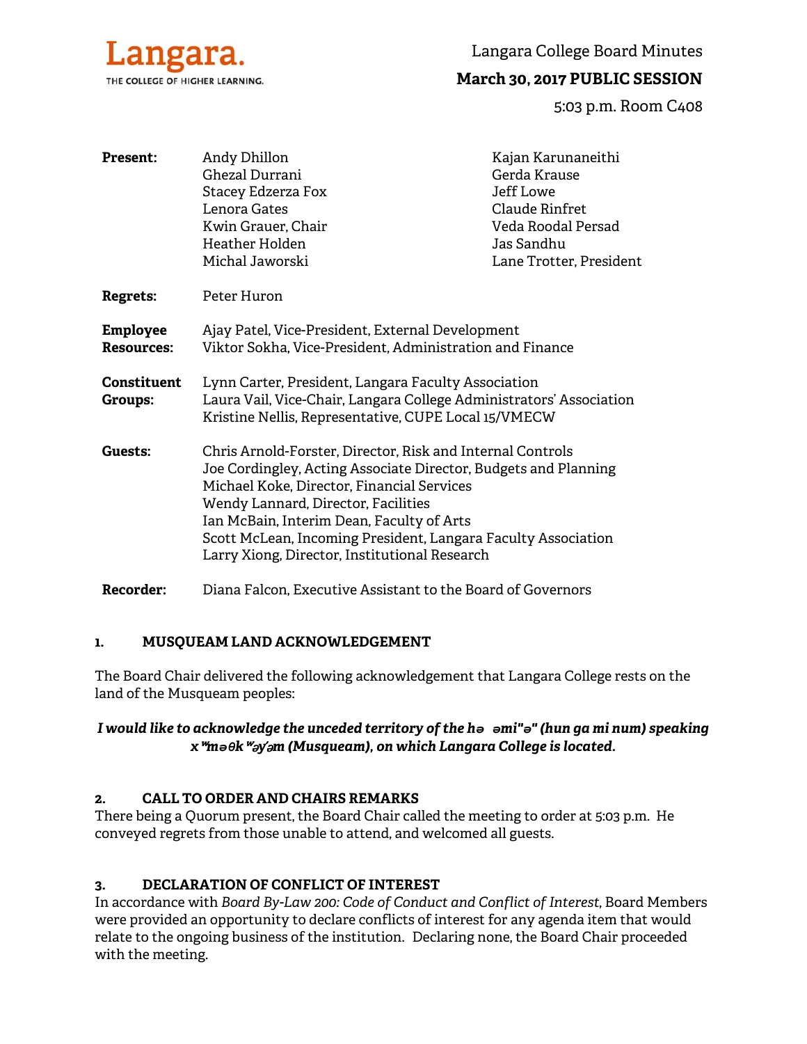Langara.
THE COLLEGE OF HIGHER LEARNING.

# Langara College Board Minutes

## March 30, 2017 PUBLIC SESSION

5:03 p.m. Room C408

**Present:**
Andy Dhillon
Ghezal Durrani
Stacey Edzerza Fox
Lenora Gates
Kwin Grauer, Chair
Heather Holden
Michal Jaworski
Kajan Karunaneithi
Gerda Krause
Jeff Lowe
Claude Rinfret
Veda Roodal Persad
Jas Sandhu
Lane Trotter, President

**Regrets:** Peter Huron

**Employee Resources:**
Ajay Patel, Vice-President, External Development
Viktor Sokha, Vice-President, Administration and Finance

**Constituent Groups:**
Lynn Carter, President, Langara Faculty Association
Laura Vail, Vice-Chair, Langara College Administrators' Association
Kristine Nellis, Representative, CUPE Local 15/VMECW

**Guests:**
Chris Arnold-Forster, Director, Risk and Internal Controls
Joe Cordingley, Acting Associate Director, Budgets and Planning
Michael Koke, Director, Financial Services
Wendy Lannard, Director, Facilities
Ian McBain, Interim Dean, Faculty of Arts
Scott McLean, Incoming President, Langara Faculty Association
Larry Xiong, Director, Institutional Research

**Recorder:** Diana Falcon, Executive Assistant to the Board of Governors

### 1. MUSQUEAM LAND ACKNOWLEDGEMENT

The Board Chair delivered the following acknowledgement that Langara College rests on the land of the Musqueam peoples:

***I would like to acknowledge the unceded territory of the hə əmi"ə" (hun ga mi num) speaking xʷməθkʷəy̓əm (Musqueam), on which Langara College is located.***

### 2. CALL TO ORDER AND CHAIRS REMARKS

There being a Quorum present, the Board Chair called the meeting to order at 5:03 p.m. He conveyed regrets from those unable to attend, and welcomed all guests.

### 3. DECLARATION OF CONFLICT OF INTEREST

In accordance with *Board By-Law 200: Code of Conduct and Conflict of Interest*, Board Members were provided an opportunity to declare conflicts of interest for any agenda item that would relate to the ongoing business of the institution. Declaring none, the Board Chair proceeded with the meeting.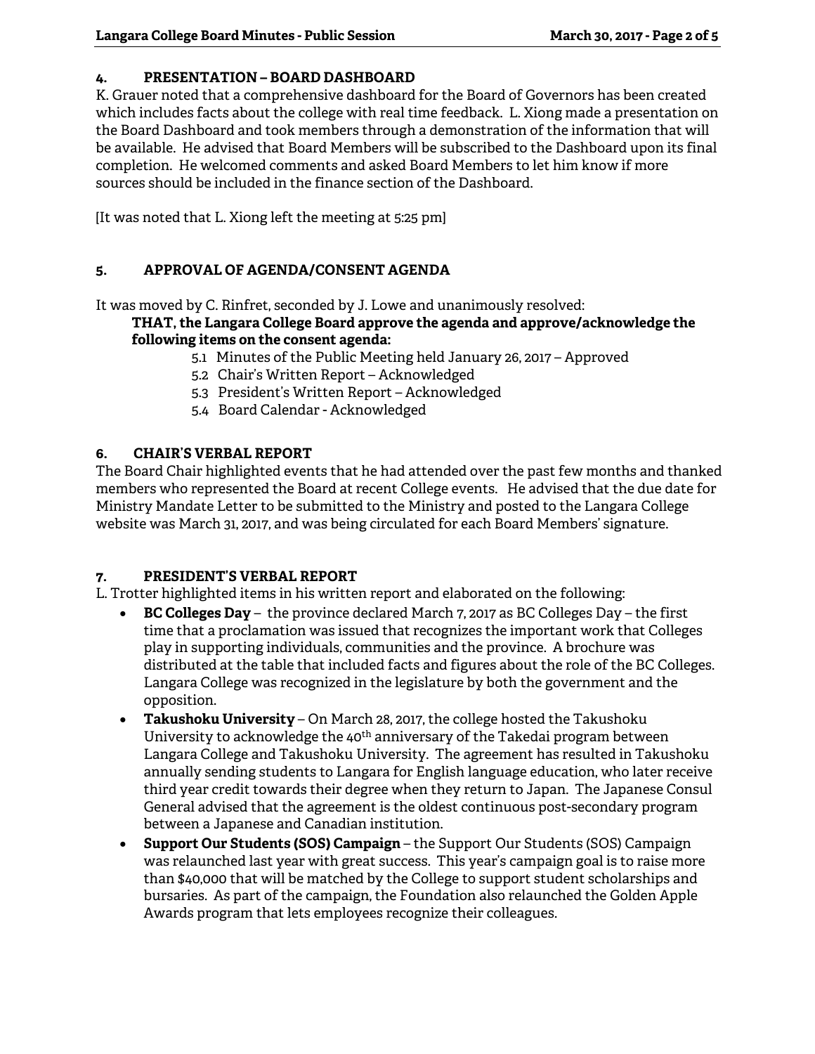### 4. PRESENTATION – BOARD DASHBOARD

K. Grauer noted that a comprehensive dashboard for the Board of Governors has been created which includes facts about the college with real time feedback. L. Xiong made a presentation on the Board Dashboard and took members through a demonstration of the information that will be available. He advised that Board Members will be subscribed to the Dashboard upon its final completion. He welcomed comments and asked Board Members to let him know if more sources should be included in the finance section of the Dashboard.

[It was noted that L. Xiong left the meeting at 5:25 pm]

### 5. APPROVAL OF AGENDA/CONSENT AGENDA

It was moved by C. Rinfret, seconded by J. Lowe and unanimously resolved:

**THAT, the Langara College Board approve the agenda and approve/acknowledge the following items on the consent agenda:**

- 5.1 Minutes of the Public Meeting held January 26, 2017 – Approved
- 5.2 Chair's Written Report – Acknowledged
- 5.3 President's Written Report – Acknowledged
- 5.4 Board Calendar - Acknowledged

### 6. CHAIR'S VERBAL REPORT

The Board Chair highlighted events that he had attended over the past few months and thanked members who represented the Board at recent College events. He advised that the due date for Ministry Mandate Letter to be submitted to the Ministry and posted to the Langara College website was March 31, 2017, and was being circulated for each Board Members' signature.

### 7. PRESIDENT'S VERBAL REPORT

L. Trotter highlighted items in his written report and elaborated on the following:

- **BC Colleges Day** – the province declared March 7, 2017 as BC Colleges Day – the first time that a proclamation was issued that recognizes the important work that Colleges play in supporting individuals, communities and the province. A brochure was distributed at the table that included facts and figures about the role of the BC Colleges. Langara College was recognized in the legislature by both the government and the opposition.
- **Takushoku University** – On March 28, 2017, the college hosted the Takushoku University to acknowledge the 40th anniversary of the Takedai program between Langara College and Takushoku University. The agreement has resulted in Takushoku annually sending students to Langara for English language education, who later receive third year credit towards their degree when they return to Japan. The Japanese Consul General advised that the agreement is the oldest continuous post-secondary program between a Japanese and Canadian institution.
- **Support Our Students (SOS) Campaign** – the Support Our Students (SOS) Campaign was relaunched last year with great success. This year's campaign goal is to raise more than $40,000 that will be matched by the College to support student scholarships and bursaries. As part of the campaign, the Foundation also relaunched the Golden Apple Awards program that lets employees recognize their colleagues.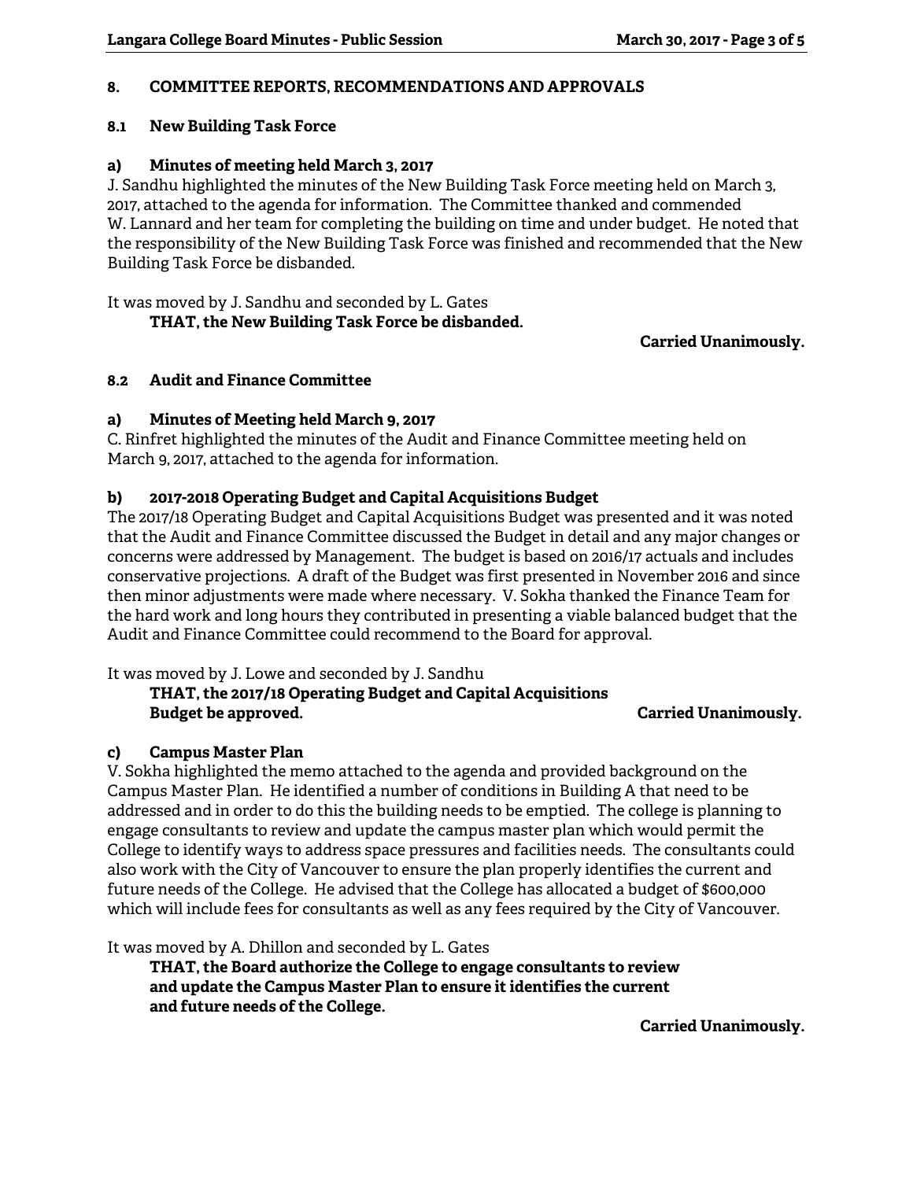## 8. COMMITTEE REPORTS, RECOMMENDATIONS AND APPROVALS

### 8.1 New Building Task Force

#### a) Minutes of meeting held March 3, 2017

J. Sandhu highlighted the minutes of the New Building Task Force meeting held on March 3, 2017, attached to the agenda for information. The Committee thanked and commended W. Lannard and her team for completing the building on time and under budget. He noted that the responsibility of the New Building Task Force was finished and recommended that the New Building Task Force be disbanded.

It was moved by J. Sandhu and seconded by L. Gates

**THAT, the New Building Task Force be disbanded.**

**Carried Unanimously.**

### 8.2 Audit and Finance Committee

#### a) Minutes of Meeting held March 9, 2017

C. Rinfret highlighted the minutes of the Audit and Finance Committee meeting held on March 9, 2017, attached to the agenda for information.

#### b) 2017-2018 Operating Budget and Capital Acquisitions Budget

The 2017/18 Operating Budget and Capital Acquisitions Budget was presented and it was noted that the Audit and Finance Committee discussed the Budget in detail and any major changes or concerns were addressed by Management. The budget is based on 2016/17 actuals and includes conservative projections. A draft of the Budget was first presented in November 2016 and since then minor adjustments were made where necessary. V. Sokha thanked the Finance Team for the hard work and long hours they contributed in presenting a viable balanced budget that the Audit and Finance Committee could recommend to the Board for approval.

It was moved by J. Lowe and seconded by J. Sandhu

**THAT, the 2017/18 Operating Budget and Capital Acquisitions Budget be approved.**

**Carried Unanimously.**

#### c) Campus Master Plan

V. Sokha highlighted the memo attached to the agenda and provided background on the Campus Master Plan. He identified a number of conditions in Building A that need to be addressed and in order to do this the building needs to be emptied. The college is planning to engage consultants to review and update the campus master plan which would permit the College to identify ways to address space pressures and facilities needs. The consultants could also work with the City of Vancouver to ensure the plan properly identifies the current and future needs of the College. He advised that the College has allocated a budget of $600,000 which will include fees for consultants as well as any fees required by the City of Vancouver.

It was moved by A. Dhillon and seconded by L. Gates

**THAT, the Board authorize the College to engage consultants to review and update the Campus Master Plan to ensure it identifies the current and future needs of the College.**

**Carried Unanimously.**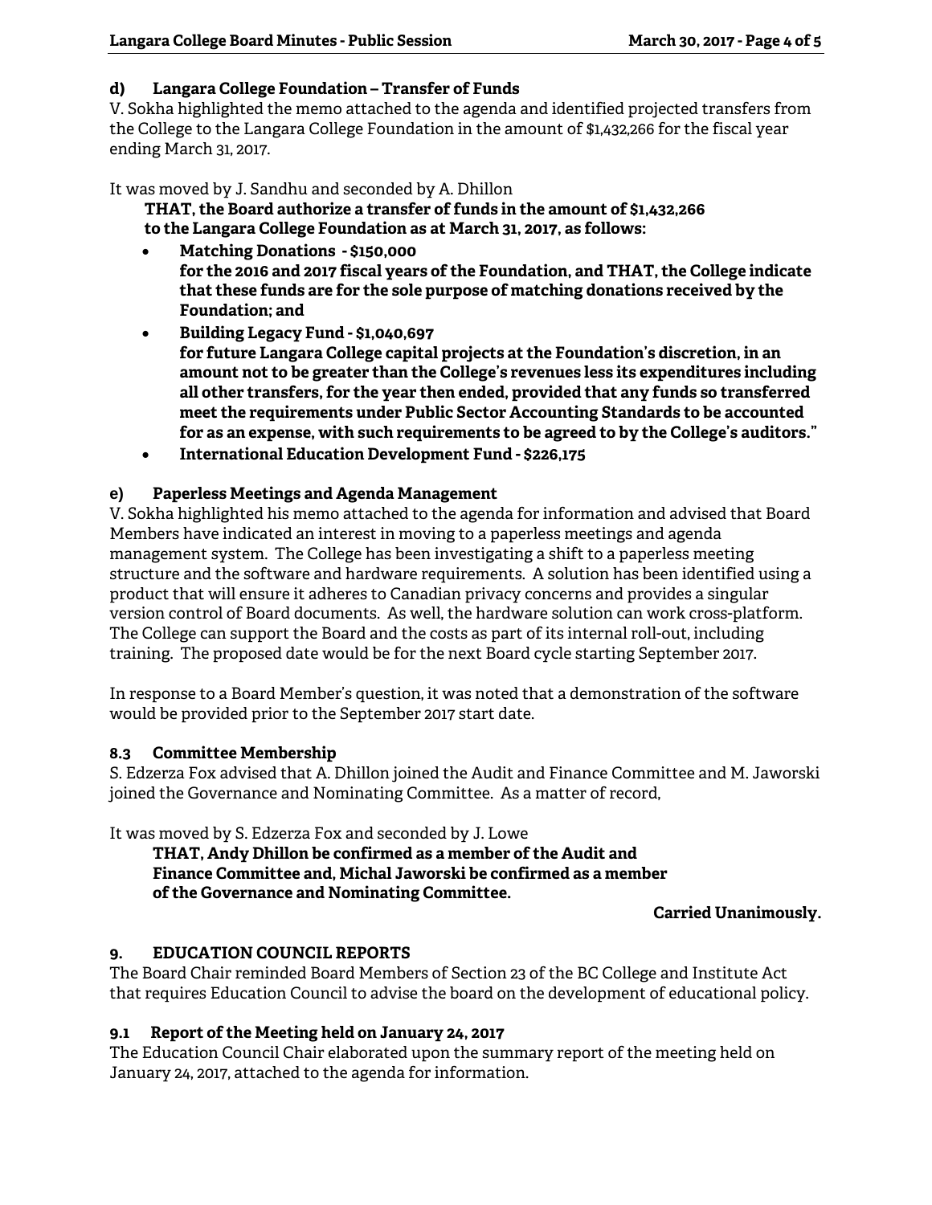#### d) Langara College Foundation – Transfer of Funds

V. Sokha highlighted the memo attached to the agenda and identified projected transfers from the College to the Langara College Foundation in the amount of $1,432,266 for the fiscal year ending March 31, 2017.

It was moved by J. Sandhu and seconded by A. Dhillon

> **THAT, the Board authorize a transfer of funds in the amount of $1,432,266 to the Langara College Foundation as at March 31, 2017, as follows:**
>
> - **Matching Donations - $150,000**
> **for the 2016 and 2017 fiscal years of the Foundation, and THAT, the College indicate that these funds are for the sole purpose of matching donations received by the Foundation; and**
> - **Building Legacy Fund - $1,040,697**
> **for future Langara College capital projects at the Foundation's discretion, in an amount not to be greater than the College's revenues less its expenditures including all other transfers, for the year then ended, provided that any funds so transferred meet the requirements under Public Sector Accounting Standards to be accounted for as an expense, with such requirements to be agreed to by the College's auditors."**
> - **International Education Development Fund - $226,175**

#### e) Paperless Meetings and Agenda Management

V. Sokha highlighted his memo attached to the agenda for information and advised that Board Members have indicated an interest in moving to a paperless meetings and agenda management system. The College has been investigating a shift to a paperless meeting structure and the software and hardware requirements. A solution has been identified using a product that will ensure it adheres to Canadian privacy concerns and provides a singular version control of Board documents. As well, the hardware solution can work cross-platform. The College can support the Board and the costs as part of its internal roll-out, including training. The proposed date would be for the next Board cycle starting September 2017.

In response to a Board Member's question, it was noted that a demonstration of the software would be provided prior to the September 2017 start date.

### 8.3 Committee Membership

S. Edzerza Fox advised that A. Dhillon joined the Audit and Finance Committee and M. Jaworski joined the Governance and Nominating Committee. As a matter of record,

It was moved by S. Edzerza Fox and seconded by J. Lowe

> **THAT, Andy Dhillon be confirmed as a member of the Audit and Finance Committee and, Michal Jaworski be confirmed as a member of the Governance and Nominating Committee.**

**Carried Unanimously.**

## 9. EDUCATION COUNCIL REPORTS

The Board Chair reminded Board Members of Section 23 of the BC College and Institute Act that requires Education Council to advise the board on the development of educational policy.

### 9.1 Report of the Meeting held on January 24, 2017

The Education Council Chair elaborated upon the summary report of the meeting held on January 24, 2017, attached to the agenda for information.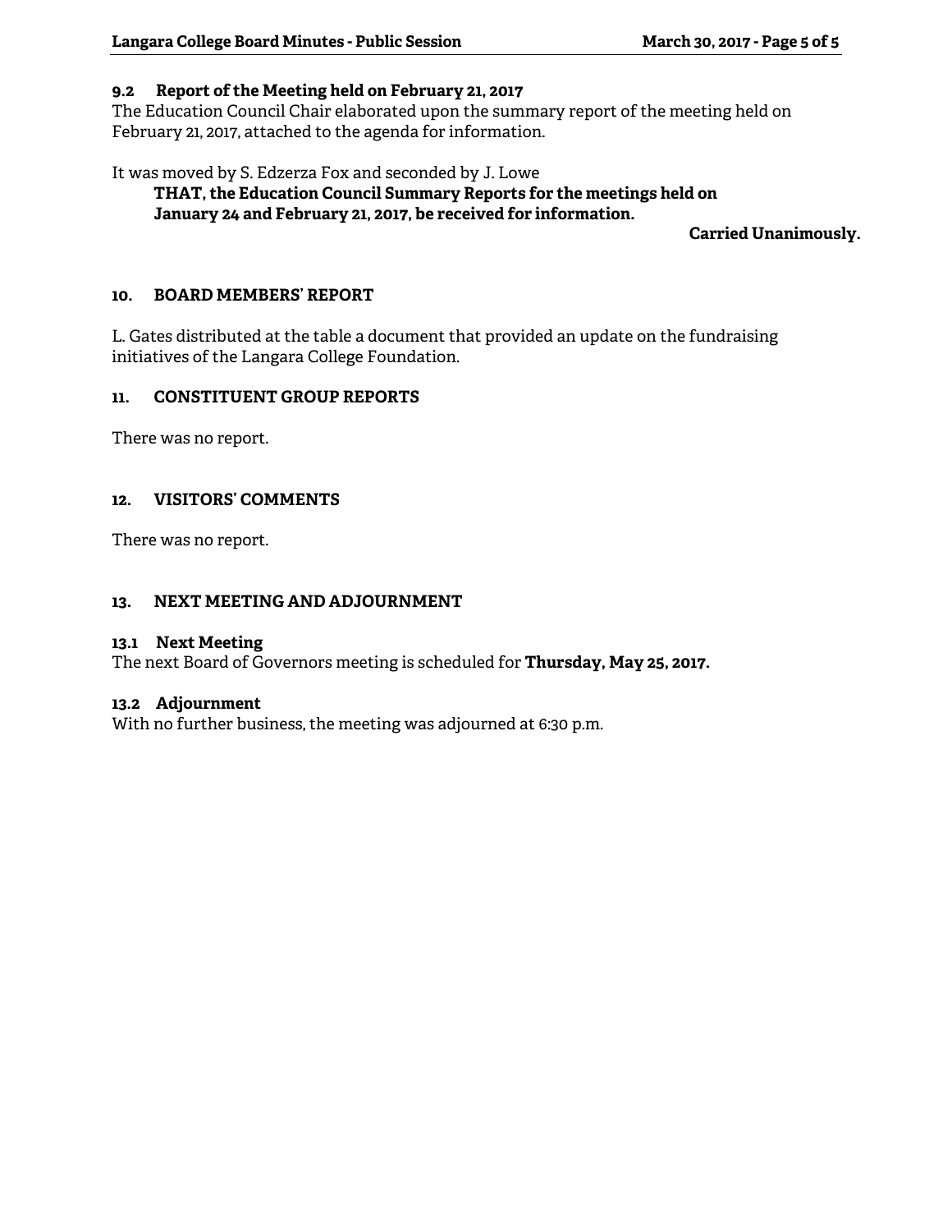### 9.2 Report of the Meeting held on February 21, 2017

The Education Council Chair elaborated upon the summary report of the meeting held on February 21, 2017, attached to the agenda for information.

It was moved by S. Edzerza Fox and seconded by J. Lowe

**THAT, the Education Council Summary Reports for the meetings held on January 24 and February 21, 2017, be received for information.**

**Carried Unanimously.**

## 10. BOARD MEMBERS' REPORT

L. Gates distributed at the table a document that provided an update on the fundraising initiatives of the Langara College Foundation.

## 11. CONSTITUENT GROUP REPORTS

There was no report.

## 12. VISITORS' COMMENTS

There was no report.

## 13. NEXT MEETING AND ADJOURNMENT

### 13.1 Next Meeting

The next Board of Governors meeting is scheduled for **Thursday, May 25, 2017.**

### 13.2 Adjournment

With no further business, the meeting was adjourned at 6:30 p.m.